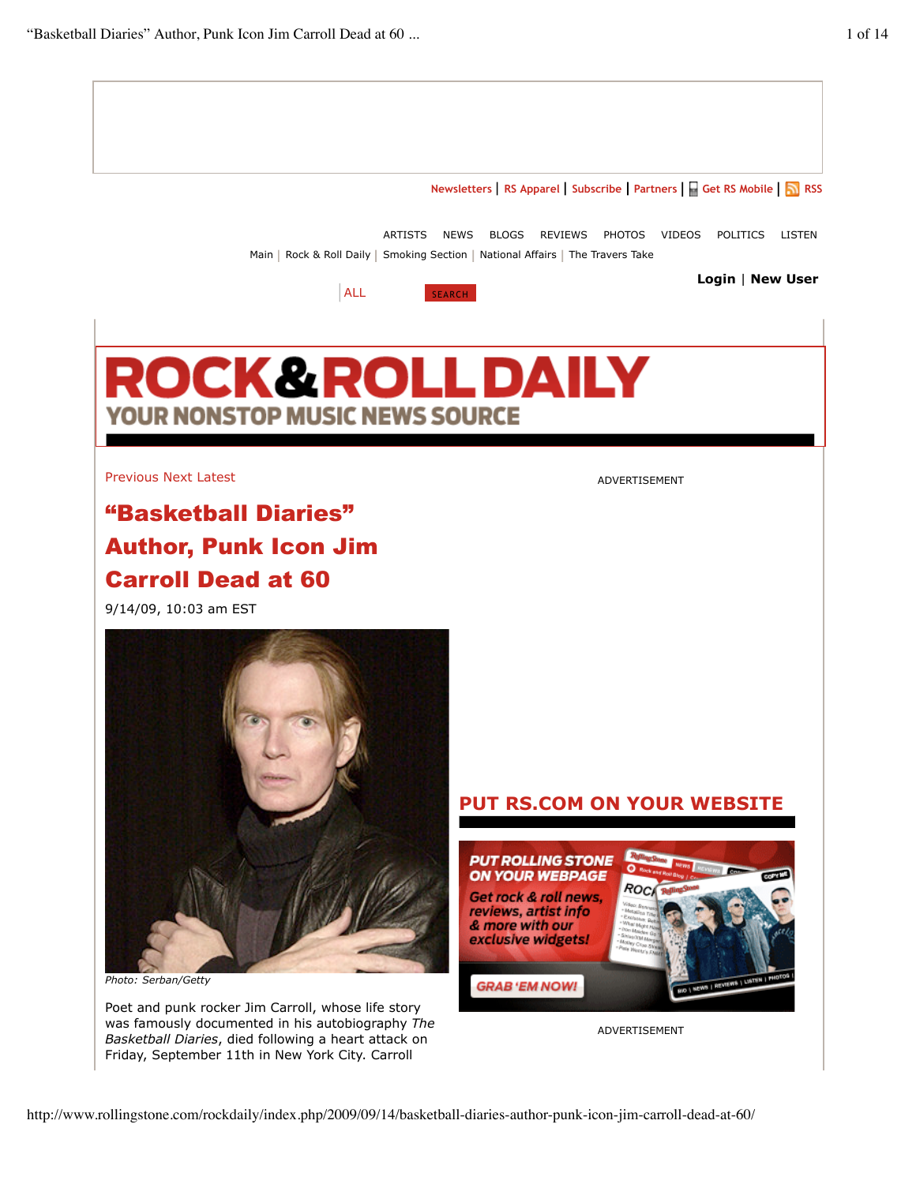Newsletters | RS Apparel | Subscribe | Partners | Get RS Mobile | RSS

ARTISTS NEWS BLOGS REVIEWS PHOTOS VIDEOS POLITICS LISTEN

Main | Rock & Roll Daily | Smoking Section | National Affairs | The Travers Take

Login | New User

ALL SEARCH

# ROCK&ROLL DAILY

## YOUR NONSTOP MUSIC NEWS SOURCE

Previous Next Latest

# "Basketball Diaries" Author, Punk Icon Jim Carroll Dead at 60

9/14/09, 10:03 am EST

*Photo: Serban/Getty*

Poet and punk rocker Jim Carroll, whose life story was famously documented in his autobiography *The Basketball Diaries*, died following a heart attack on Friday, September 11th in New York City. Carroll

ADVERTISEMENT

## PUT RS.COM ON YOUR WEBSITE

PUT ROLLING STONE ON YOUR WEBPAGE

Get rock & roll news, reviews, artist info & more with our exclusive widgets!

GRAB 'EM NOW!

ADVERTISEMENT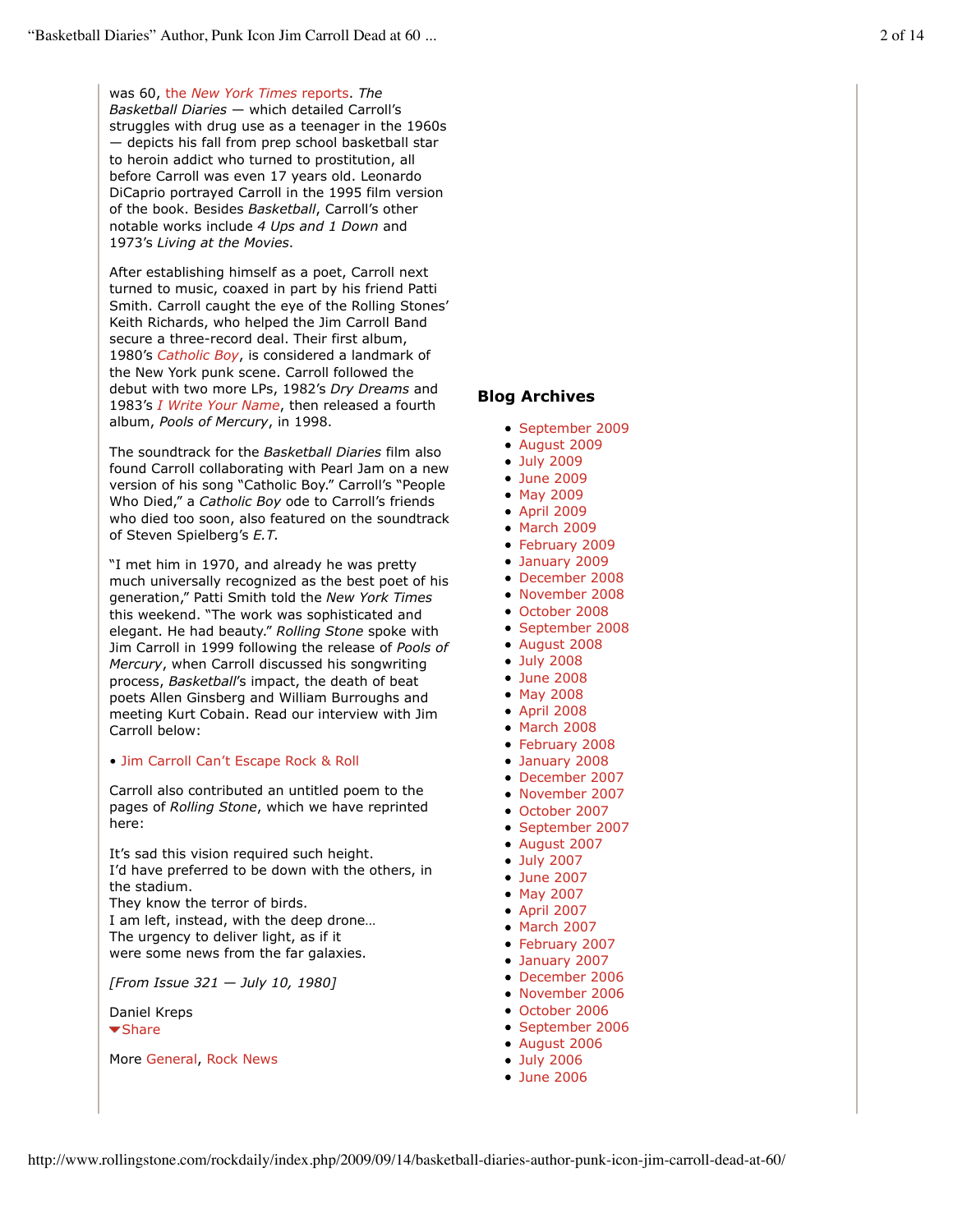was 60, the *New York Times* reports. *The Basketball Diaries* — which detailed Carroll's struggles with drug use as a teenager in the 1960s — depicts his fall from prep school basketball star to heroin addict who turned to prostitution, all before Carroll was even 17 years old. Leonardo DiCaprio portrayed Carroll in the 1995 film version of the book. Besides *Basketball*, Carroll's other notable works include *4 Ups and 1 Down* and 1973's *Living at the Movies*.

After establishing himself as a poet, Carroll next turned to music, coaxed in part by his friend Patti Smith. Carroll caught the eye of the Rolling Stones' Keith Richards, who helped the Jim Carroll Band secure a three-record deal. Their first album, 1980's *Catholic Boy*, is considered a landmark of the New York punk scene. Carroll followed the debut with two more LPs, 1982's *Dry Dreams* and 1983's *I Write Your Name*, then released a fourth album, *Pools of Mercury*, in 1998.

The soundtrack for the *Basketball Diaries* film also found Carroll collaborating with Pearl Jam on a new version of his song "Catholic Boy." Carroll's "People Who Died," a *Catholic Boy* ode to Carroll's friends who died too soon, also featured on the soundtrack of Steven Spielberg's *E.T.*

"I met him in 1970, and already he was pretty much universally recognized as the best poet of his generation," Patti Smith told the *New York Times* this weekend. "The work was sophisticated and elegant. He had beauty." *Rolling Stone* spoke with Jim Carroll in 1999 following the release of *Pools of Mercury*, when Carroll discussed his songwriting process, *Basketball*'s impact, the death of beat poets Allen Ginsberg and William Burroughs and meeting Kurt Cobain. Read our interview with Jim Carroll below:

• Jim Carroll Can't Escape Rock & Roll

Carroll also contributed an untitled poem to the pages of *Rolling Stone*, which we have reprinted here:

It's sad this vision required such height.
I'd have preferred to be down with the others, in the stadium.
They know the terror of birds.
I am left, instead, with the deep drone…
The urgency to deliver light, as if it
were some news from the far galaxies.

*[From Issue 321 — July 10, 1980]*

Daniel Kreps
Share

More General, Rock News

## Blog Archives

- September 2009
- August 2009
- July 2009
- June 2009
- May 2009
- April 2009
- March 2009
- February 2009
- January 2009
- December 2008
- November 2008
- October 2008
- September 2008
- August 2008
- July 2008
- June 2008
- May 2008
- April 2008
- March 2008
- February 2008
- January 2008
- December 2007
- November 2007
- October 2007
- September 2007
- August 2007
- July 2007
- June 2007
- May 2007
- April 2007
- March 2007
- February 2007
- January 2007
- December 2006
- November 2006
- October 2006
- September 2006
- August 2006
- July 2006
- June 2006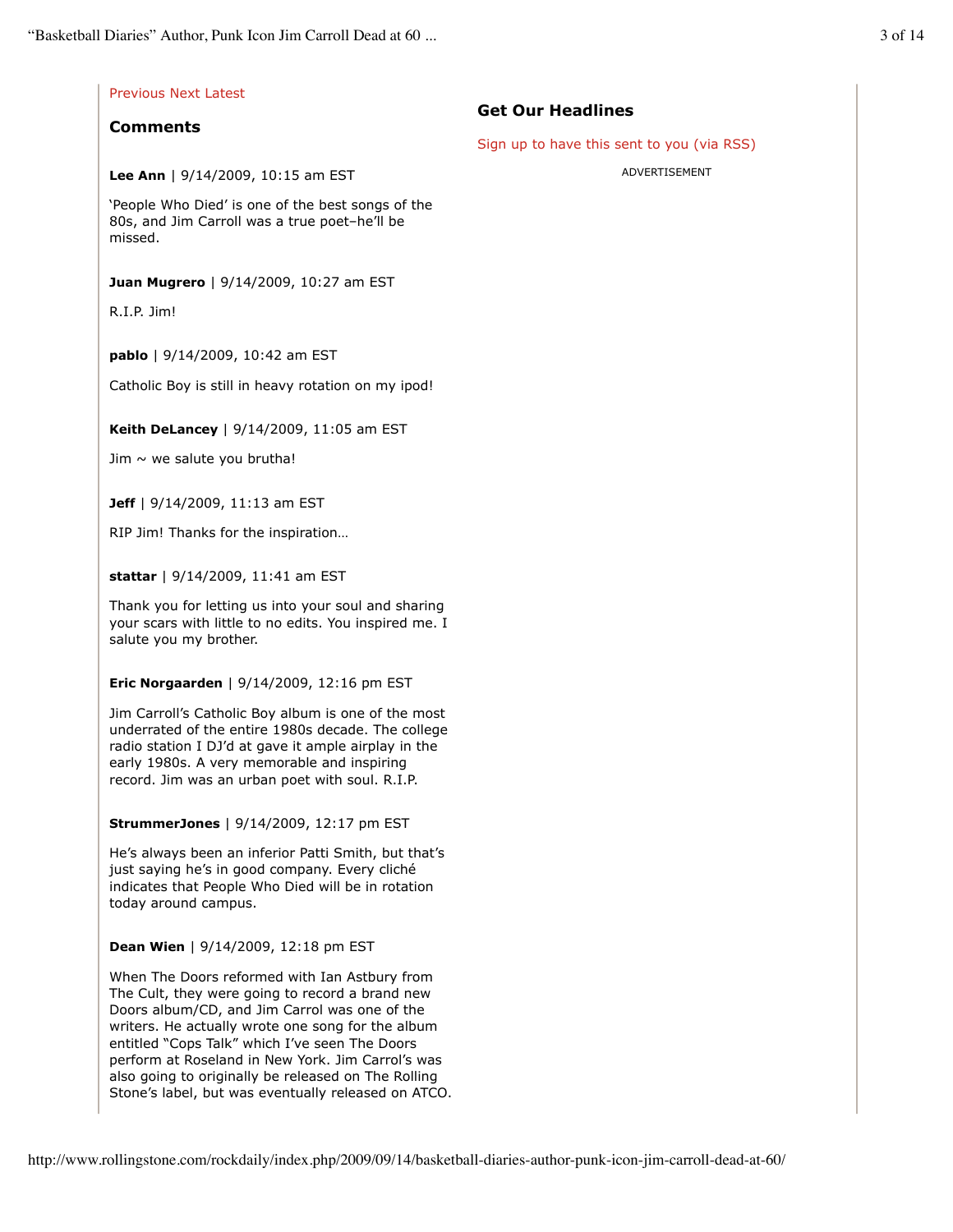Previous Next Latest

## Comments

**Lee Ann** | 9/14/2009, 10:15 am EST

'People Who Died' is one of the best songs of the 80s, and Jim Carroll was a true poet–he'll be missed.

**Juan Mugrero** | 9/14/2009, 10:27 am EST

R.I.P. Jim!

**pablo** | 9/14/2009, 10:42 am EST

Catholic Boy is still in heavy rotation on my ipod!

**Keith DeLancey** | 9/14/2009, 11:05 am EST

Jim ~ we salute you brutha!

**Jeff** | 9/14/2009, 11:13 am EST

RIP Jim! Thanks for the inspiration…

**stattar** | 9/14/2009, 11:41 am EST

Thank you for letting us into your soul and sharing your scars with little to no edits. You inspired me. I salute you my brother.

**Eric Norgaarden** | 9/14/2009, 12:16 pm EST

Jim Carroll's Catholic Boy album is one of the most underrated of the entire 1980s decade. The college radio station I DJ'd at gave it ample airplay in the early 1980s. A very memorable and inspiring record. Jim was an urban poet with soul. R.I.P.

**StrummerJones** | 9/14/2009, 12:17 pm EST

He's always been an inferior Patti Smith, but that's just saying he's in good company. Every cliché indicates that People Who Died will be in rotation today around campus.

**Dean Wien** | 9/14/2009, 12:18 pm EST

When The Doors reformed with Ian Astbury from The Cult, they were going to record a brand new Doors album/CD, and Jim Carrol was one of the writers. He actually wrote one song for the album entitled "Cops Talk" which I've seen The Doors perform at Roseland in New York. Jim Carrol's was also going to originally be released on The Rolling Stone's label, but was eventually released on ATCO.

## Get Our Headlines

Sign up to have this sent to you (via RSS)

ADVERTISEMENT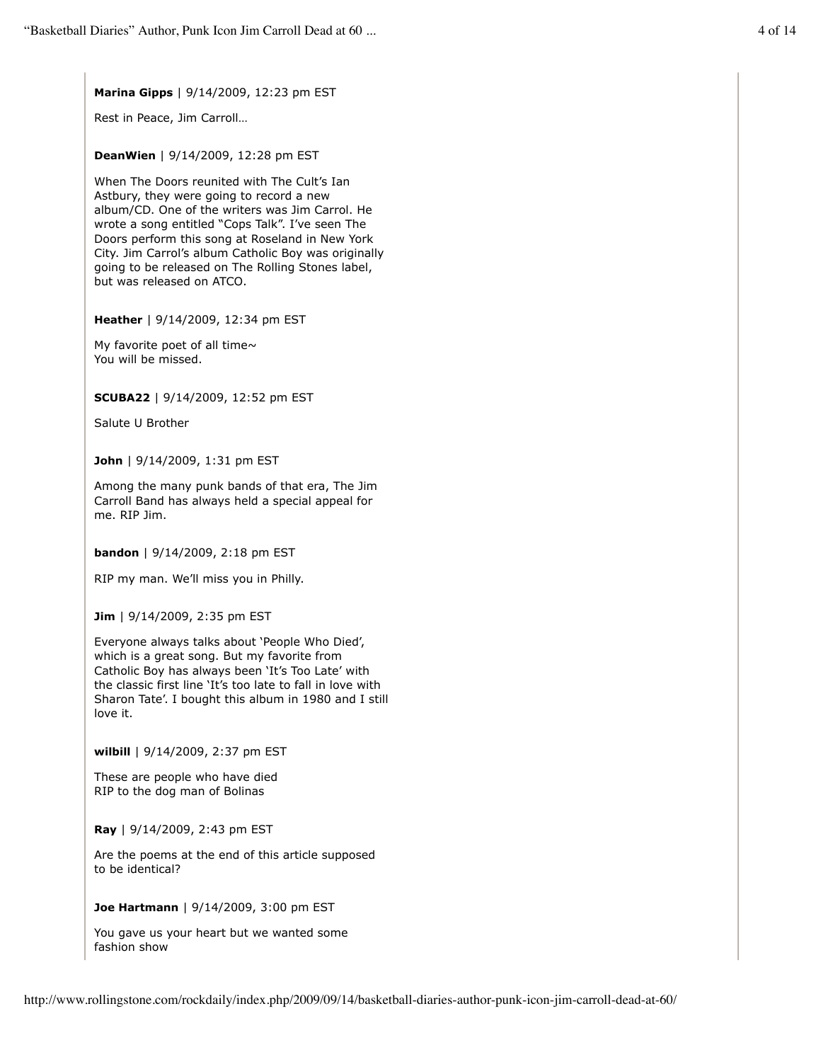**Marina Gipps** | 9/14/2009, 12:23 pm EST

Rest in Peace, Jim Carroll…

**DeanWien** | 9/14/2009, 12:28 pm EST

When The Doors reunited with The Cult's Ian Astbury, they were going to record a new album/CD. One of the writers was Jim Carrol. He wrote a song entitled "Cops Talk". I've seen The Doors perform this song at Roseland in New York City. Jim Carrol's album Catholic Boy was originally going to be released on The Rolling Stones label, but was released on ATCO.

**Heather** | 9/14/2009, 12:34 pm EST

My favorite poet of all time~
You will be missed.

**SCUBA22** | 9/14/2009, 12:52 pm EST

Salute U Brother

**John** | 9/14/2009, 1:31 pm EST

Among the many punk bands of that era, The Jim Carroll Band has always held a special appeal for me. RIP Jim.

**bandon** | 9/14/2009, 2:18 pm EST

RIP my man. We'll miss you in Philly.

**Jim** | 9/14/2009, 2:35 pm EST

Everyone always talks about 'People Who Died', which is a great song. But my favorite from Catholic Boy has always been 'It's Too Late' with the classic first line 'It's too late to fall in love with Sharon Tate'. I bought this album in 1980 and I still love it.

**wilbill** | 9/14/2009, 2:37 pm EST

These are people who have died
RIP to the dog man of Bolinas

**Ray** | 9/14/2009, 2:43 pm EST

Are the poems at the end of this article supposed to be identical?

**Joe Hartmann** | 9/14/2009, 3:00 pm EST

You gave us your heart but we wanted some fashion show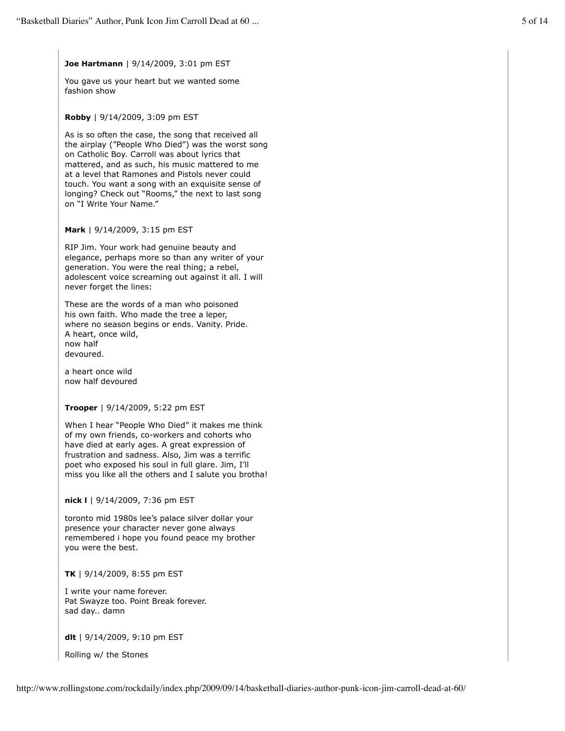**Joe Hartmann** | 9/14/2009, 3:01 pm EST

You gave us your heart but we wanted some fashion show

**Robby** | 9/14/2009, 3:09 pm EST

As is so often the case, the song that received all the airplay ("People Who Died") was the worst song on Catholic Boy. Carroll was about lyrics that mattered, and as such, his music mattered to me at a level that Ramones and Pistols never could touch. You want a song with an exquisite sense of longing? Check out "Rooms," the next to last song on "I Write Your Name."

**Mark** | 9/14/2009, 3:15 pm EST

RIP Jim. Your work had genuine beauty and elegance, perhaps more so than any writer of your generation. You were the real thing; a rebel, adolescent voice screaming out against it all. I will never forget the lines:

These are the words of a man who poisoned
his own faith. Who made the tree a leper,
where no season begins or ends. Vanity. Pride.
A heart, once wild,
now half
devoured.

a heart once wild
now half devoured

**Trooper** | 9/14/2009, 5:22 pm EST

When I hear "People Who Died" it makes me think of my own friends, co-workers and cohorts who have died at early ages. A great expression of frustration and sadness. Also, Jim was a terrific poet who exposed his soul in full glare. Jim, I'll miss you like all the others and I salute you brotha!

**nick l** | 9/14/2009, 7:36 pm EST

toronto mid 1980s lee's palace silver dollar your presence your character never gone always remembered i hope you found peace my brother you were the best.

**TK** | 9/14/2009, 8:55 pm EST

I write your name forever.
Pat Swayze too. Point Break forever.
sad day.. damn

**dlt** | 9/14/2009, 9:10 pm EST

Rolling w/ the Stones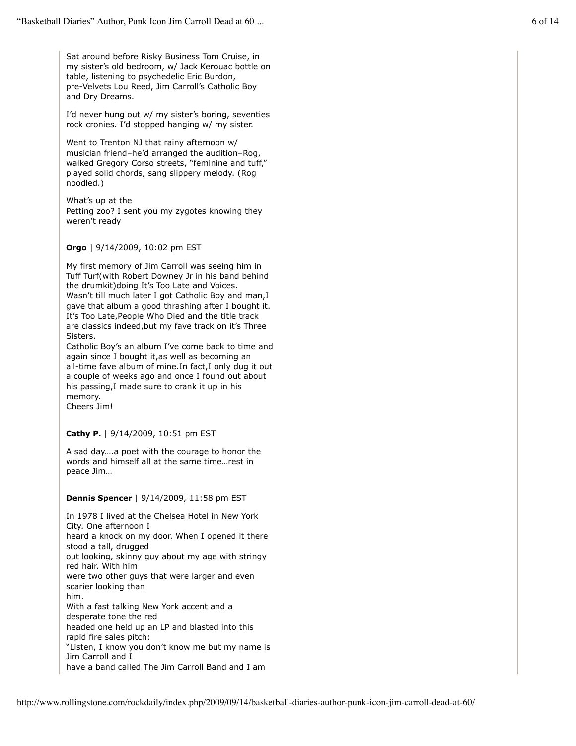Sat around before Risky Business Tom Cruise, in my sister's old bedroom, w/ Jack Kerouac bottle on table, listening to psychedelic Eric Burdon, pre-Velvets Lou Reed, Jim Carroll's Catholic Boy and Dry Dreams.

I'd never hung out w/ my sister's boring, seventies rock cronies. I'd stopped hanging w/ my sister.

Went to Trenton NJ that rainy afternoon w/ musician friend–he'd arranged the audition–Rog, walked Gregory Corso streets, "feminine and tuff," played solid chords, sang slippery melody. (Rog noodled.)

What's up at the
Petting zoo? I sent you my zygotes knowing they weren't ready

**Orgo** | 9/14/2009, 10:02 pm EST

My first memory of Jim Carroll was seeing him in Tuff Turf(with Robert Downey Jr in his band behind the drumkit)doing It's Too Late and Voices.
Wasn't till much later I got Catholic Boy and man,I gave that album a good thrashing after I bought it. It's Too Late,People Who Died and the title track are classics indeed,but my fave track on it's Three Sisters.
Catholic Boy's an album I've come back to time and again since I bought it,as well as becoming an all-time fave album of mine.In fact,I only dug it out a couple of weeks ago and once I found out about his passing,I made sure to crank it up in his memory.
Cheers Jim!

**Cathy P.** | 9/14/2009, 10:51 pm EST

A sad day….a poet with the courage to honor the words and himself all at the same time…rest in peace Jim…

**Dennis Spencer** | 9/14/2009, 11:58 pm EST

In 1978 I lived at the Chelsea Hotel in New York City. One afternoon I
heard a knock on my door. When I opened it there stood a tall, drugged
out looking, skinny guy about my age with stringy red hair. With him
were two other guys that were larger and even scarier looking than
him.
With a fast talking New York accent and a desperate tone the red
headed one held up an LP and blasted into this rapid fire sales pitch:
"Listen, I know you don't know me but my name is Jim Carroll and I
have a band called The Jim Carroll Band and I am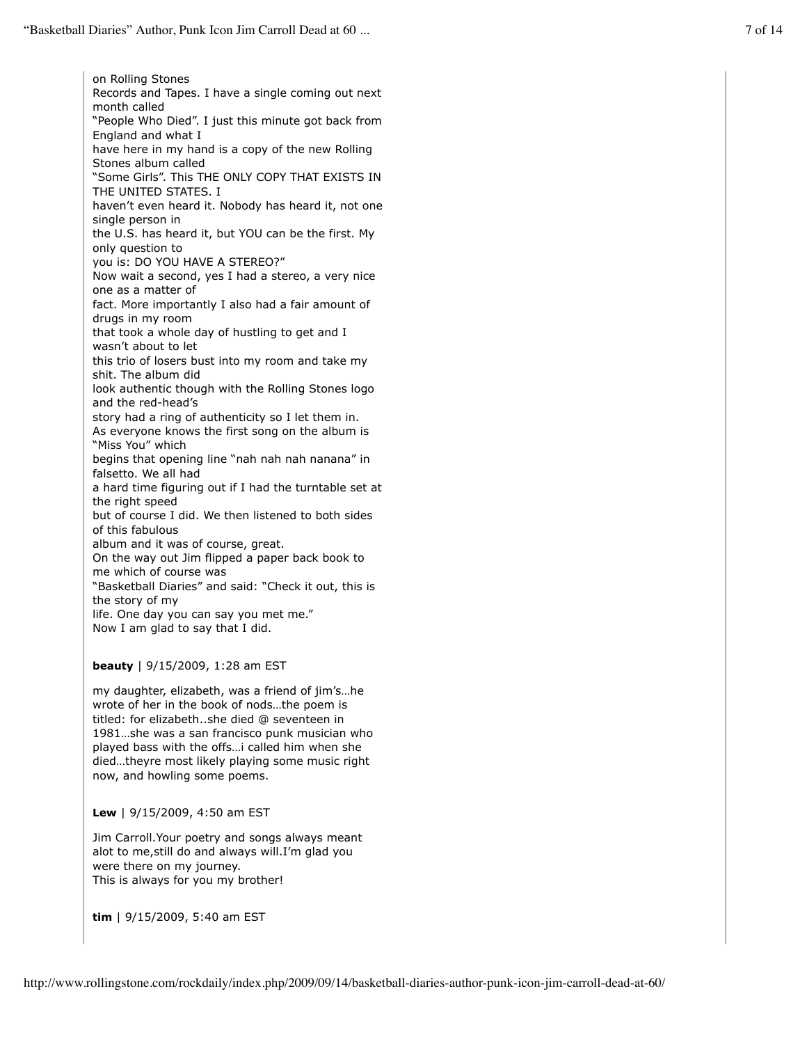on Rolling Stones Records and Tapes. I have a single coming out next month called "People Who Died". I just this minute got back from England and what I have here in my hand is a copy of the new Rolling Stones album called "Some Girls". This THE ONLY COPY THAT EXISTS IN THE UNITED STATES. I haven't even heard it. Nobody has heard it, not one single person in the U.S. has heard it, but YOU can be the first. My only question to you is: DO YOU HAVE A STEREO?"

Now wait a second, yes I had a stereo, a very nice one as a matter of fact. More importantly I also had a fair amount of drugs in my room that took a whole day of hustling to get and I wasn't about to let this trio of losers bust into my room and take my shit. The album did look authentic though with the Rolling Stones logo and the red-head's story had a ring of authenticity so I let them in.

As everyone knows the first song on the album is "Miss You" which begins that opening line "nah nah nah nanana" in falsetto. We all had a hard time figuring out if I had the turntable set at the right speed but of course I did. We then listened to both sides of this fabulous album and it was of course, great.

On the way out Jim flipped a paper back book to me which of course was "Basketball Diaries" and said: "Check it out, this is the story of my life. One day you can say you met me."

Now I am glad to say that I did.

**beauty** | 9/15/2009, 1:28 am EST

my daughter, elizabeth, was a friend of jim's…he wrote of her in the book of nods…the poem is titled: for elizabeth..she died @ seventeen in 1981…she was a san francisco punk musician who played bass with the offs…i called him when she died…theyre most likely playing some music right now, and howling some poems.

**Lew** | 9/15/2009, 4:50 am EST

Jim Carroll.Your poetry and songs always meant alot to me,still do and always will.I'm glad you were there on my journey.
This is always for you my brother!

**tim** | 9/15/2009, 5:40 am EST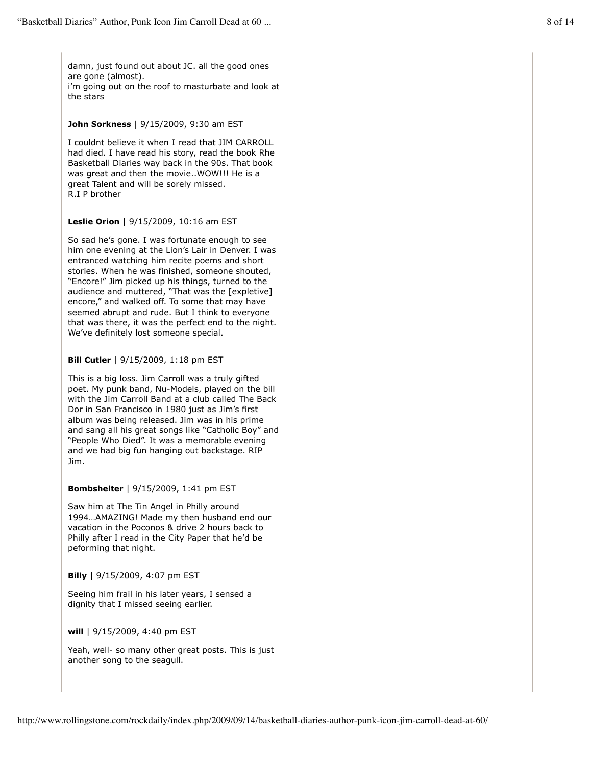damn, just found out about JC. all the good ones are gone (almost).
i'm going out on the roof to masturbate and look at the stars

**John Sorkness** | 9/15/2009, 9:30 am EST

I couldnt believe it when I read that JIM CARROLL had died. I have read his story, read the book Rhe Basketball Diaries way back in the 90s. That book was great and then the movie..WOW!!! He is a great Talent and will be sorely missed.
R.I P brother

**Leslie Orion** | 9/15/2009, 10:16 am EST

So sad he's gone. I was fortunate enough to see him one evening at the Lion's Lair in Denver. I was entranced watching him recite poems and short stories. When he was finished, someone shouted, "Encore!" Jim picked up his things, turned to the audience and muttered, "That was the [expletive] encore," and walked off. To some that may have seemed abrupt and rude. But I think to everyone that was there, it was the perfect end to the night. We've definitely lost someone special.

**Bill Cutler** | 9/15/2009, 1:18 pm EST

This is a big loss. Jim Carroll was a truly gifted poet. My punk band, Nu-Models, played on the bill with the Jim Carroll Band at a club called The Back Dor in San Francisco in 1980 just as Jim's first album was being released. Jim was in his prime and sang all his great songs like "Catholic Boy" and "People Who Died". It was a memorable evening and we had big fun hanging out backstage. RIP Jim.

**Bombshelter** | 9/15/2009, 1:41 pm EST

Saw him at The Tin Angel in Philly around 1994…AMAZING! Made my then husband end our vacation in the Poconos & drive 2 hours back to Philly after I read in the City Paper that he'd be peforming that night.

**Billy** | 9/15/2009, 4:07 pm EST

Seeing him frail in his later years, I sensed a dignity that I missed seeing earlier.

**will** | 9/15/2009, 4:40 pm EST

Yeah, well- so many other great posts. This is just another song to the seagull.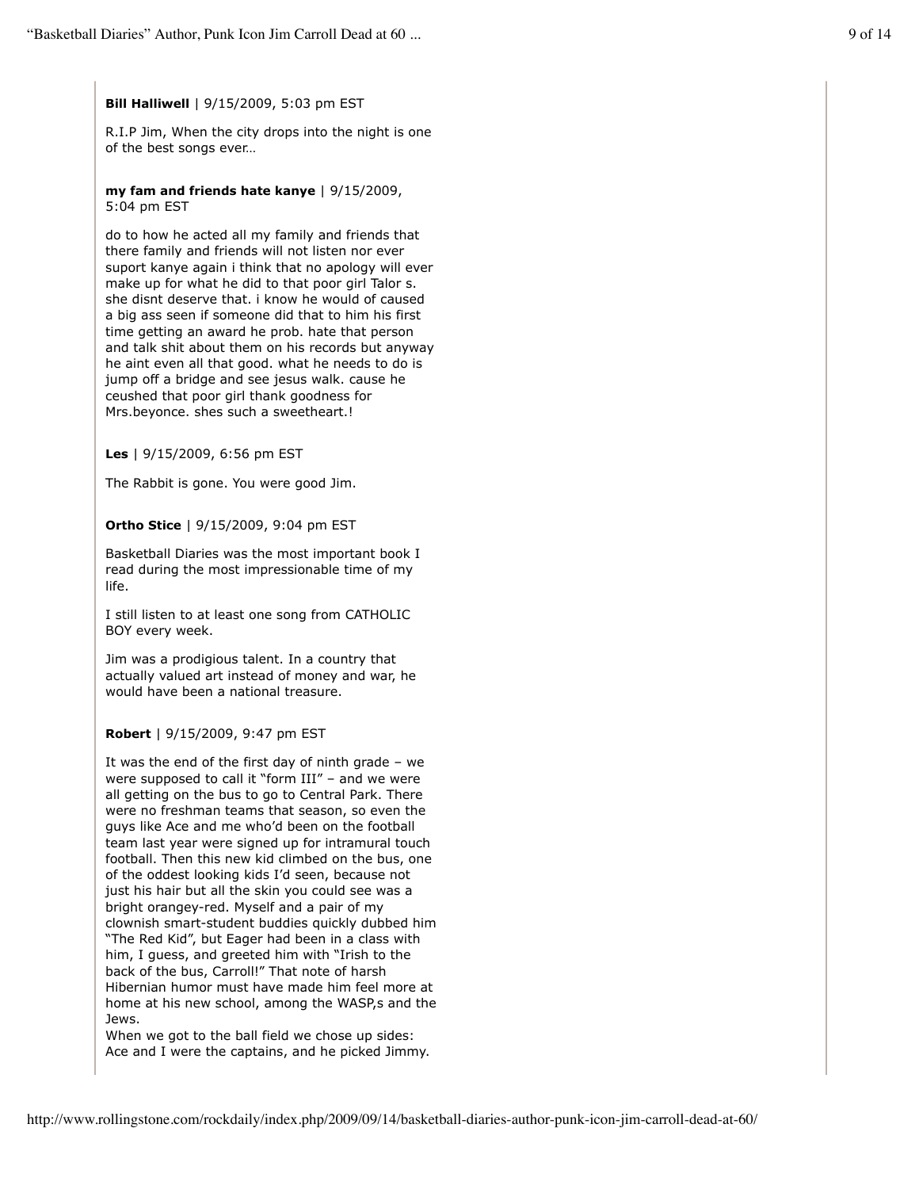**Bill Halliwell** | 9/15/2009, 5:03 pm EST

R.I.P Jim, When the city drops into the night is one of the best songs ever…

**my fam and friends hate kanye** | 9/15/2009, 5:04 pm EST

do to how he acted all my family and friends that there family and friends will not listen nor ever suport kanye again i think that no apology will ever make up for what he did to that poor girl Talor s. she disnt deserve that. i know he would of caused a big ass seen if someone did that to him his first time getting an award he prob. hate that person and talk shit about them on his records but anyway he aint even all that good. what he needs to do is jump off a bridge and see jesus walk. cause he ceushed that poor girl thank goodness for Mrs.beyonce. shes such a sweetheart.!

**Les** | 9/15/2009, 6:56 pm EST

The Rabbit is gone. You were good Jim.

**Ortho Stice** | 9/15/2009, 9:04 pm EST

Basketball Diaries was the most important book I read during the most impressionable time of my life.

I still listen to at least one song from CATHOLIC BOY every week.

Jim was a prodigious talent. In a country that actually valued art instead of money and war, he would have been a national treasure.

**Robert** | 9/15/2009, 9:47 pm EST

It was the end of the first day of ninth grade – we were supposed to call it "form III" – and we were all getting on the bus to go to Central Park. There were no freshman teams that season, so even the guys like Ace and me who'd been on the football team last year were signed up for intramural touch football. Then this new kid climbed on the bus, one of the oddest looking kids I'd seen, because not just his hair but all the skin you could see was a bright orangey-red. Myself and a pair of my clownish smart-student buddies quickly dubbed him "The Red Kid", but Eager had been in a class with him, I guess, and greeted him with "Irish to the back of the bus, Carroll!" That note of harsh Hibernian humor must have made him feel more at home at his new school, among the WASP,s and the Jews.
When we got to the ball field we chose up sides: Ace and I were the captains, and he picked Jimmy.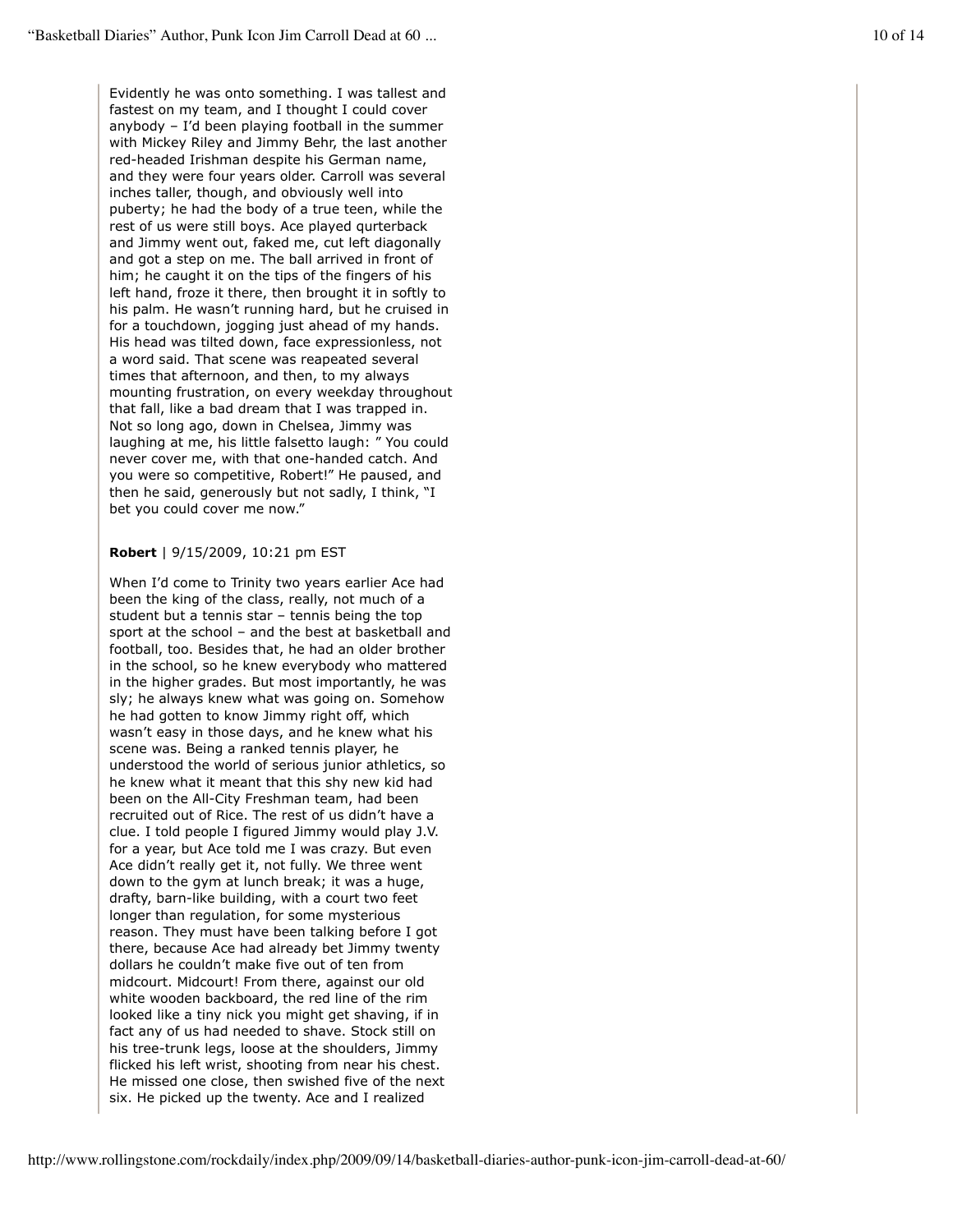Evidently he was onto something. I was tallest and fastest on my team, and I thought I could cover anybody – I'd been playing football in the summer with Mickey Riley and Jimmy Behr, the last another red-headed Irishman despite his German name, and they were four years older. Carroll was several inches taller, though, and obviously well into puberty; he had the body of a true teen, while the rest of us were still boys. Ace played qurterback and Jimmy went out, faked me, cut left diagonally and got a step on me. The ball arrived in front of him; he caught it on the tips of the fingers of his left hand, froze it there, then brought it in softly to his palm. He wasn't running hard, but he cruised in for a touchdown, jogging just ahead of my hands. His head was tilted down, face expressionless, not a word said. That scene was reapeated several times that afternoon, and then, to my always mounting frustration, on every weekday throughout that fall, like a bad dream that I was trapped in. Not so long ago, down in Chelsea, Jimmy was laughing at me, his little falsetto laugh: " You could never cover me, with that one-handed catch. And you were so competitive, Robert!" He paused, and then he said, generously but not sadly, I think, "I bet you could cover me now."

**Robert** | 9/15/2009, 10:21 pm EST

When I'd come to Trinity two years earlier Ace had been the king of the class, really, not much of a student but a tennis star – tennis being the top sport at the school – and the best at basketball and football, too. Besides that, he had an older brother in the school, so he knew everybody who mattered in the higher grades. But most importantly, he was sly; he always knew what was going on. Somehow he had gotten to know Jimmy right off, which wasn't easy in those days, and he knew what his scene was. Being a ranked tennis player, he understood the world of serious junior athletics, so he knew what it meant that this shy new kid had been on the All-City Freshman team, had been recruited out of Rice. The rest of us didn't have a clue. I told people I figured Jimmy would play J.V. for a year, but Ace told me I was crazy. But even Ace didn't really get it, not fully. We three went down to the gym at lunch break; it was a huge, drafty, barn-like building, with a court two feet longer than regulation, for some mysterious reason. They must have been talking before I got there, because Ace had already bet Jimmy twenty dollars he couldn't make five out of ten from midcourt. Midcourt! From there, against our old white wooden backboard, the red line of the rim looked like a tiny nick you might get shaving, if in fact any of us had needed to shave. Stock still on his tree-trunk legs, loose at the shoulders, Jimmy flicked his left wrist, shooting from near his chest. He missed one close, then swished five of the next six. He picked up the twenty. Ace and I realized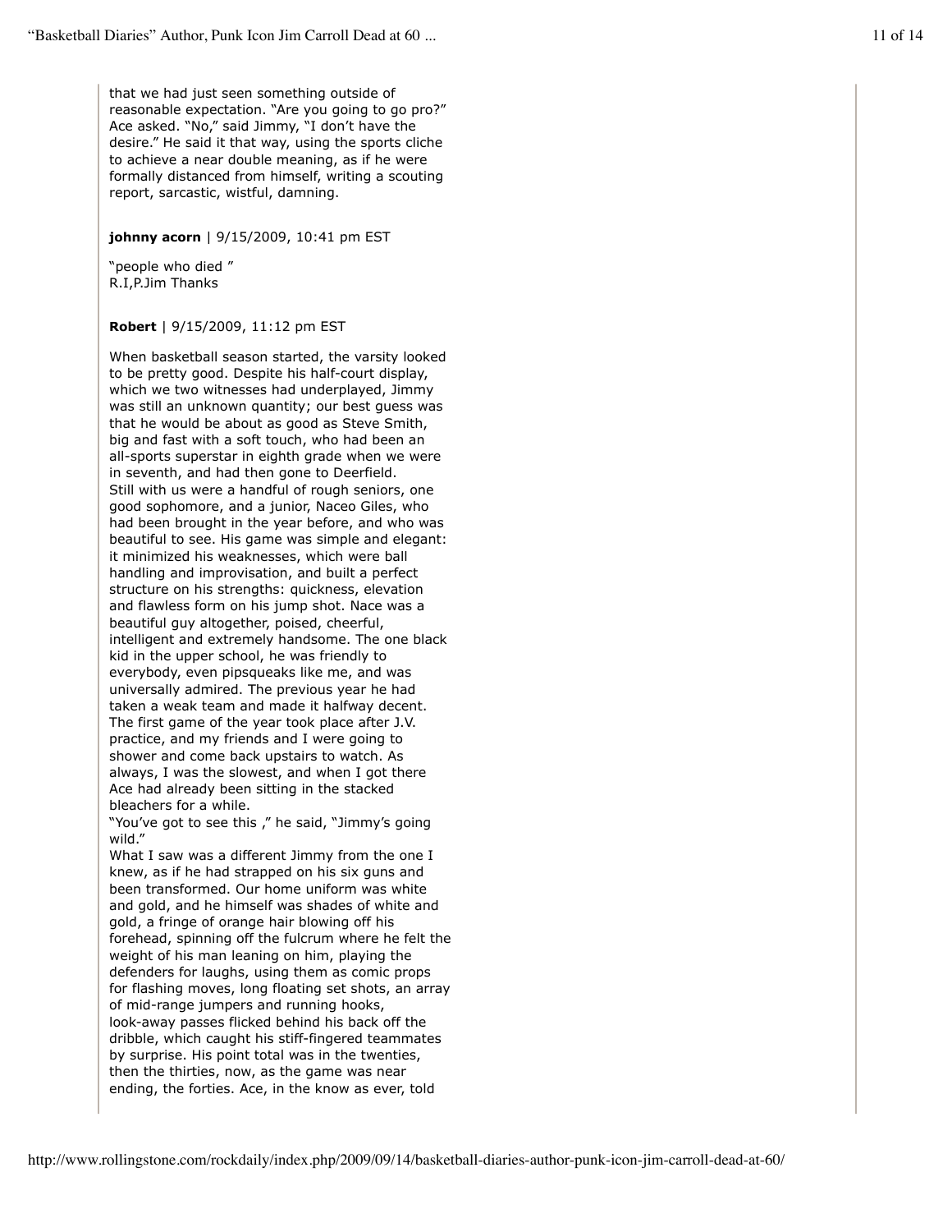that we had just seen something outside of reasonable expectation. "Are you going to go pro?" Ace asked. "No," said Jimmy, "I don't have the desire." He said it that way, using the sports cliche to achieve a near double meaning, as if he were formally distanced from himself, writing a scouting report, sarcastic, wistful, damning.

**johnny acorn** | 9/15/2009, 10:41 pm EST

"people who died "
R.I,P.Jim Thanks

**Robert** | 9/15/2009, 11:12 pm EST

When basketball season started, the varsity looked to be pretty good. Despite his half-court display, which we two witnesses had underplayed, Jimmy was still an unknown quantity; our best guess was that he would be about as good as Steve Smith, big and fast with a soft touch, who had been an all-sports superstar in eighth grade when we were in seventh, and had then gone to Deerfield.
Still with us were a handful of rough seniors, one good sophomore, and a junior, Naceo Giles, who had been brought in the year before, and who was beautiful to see. His game was simple and elegant: it minimized his weaknesses, which were ball handling and improvisation, and built a perfect structure on his strengths: quickness, elevation and flawless form on his jump shot. Nace was a beautiful guy altogether, poised, cheerful, intelligent and extremely handsome. The one black kid in the upper school, he was friendly to everybody, even pipsqueaks like me, and was universally admired. The previous year he had taken a weak team and made it halfway decent.
The first game of the year took place after J.V. practice, and my friends and I were going to shower and come back upstairs to watch. As always, I was the slowest, and when I got there Ace had already been sitting in the stacked bleachers for a while.
"You've got to see this ," he said, "Jimmy's going wild."
What I saw was a different Jimmy from the one I knew, as if he had strapped on his six guns and been transformed. Our home uniform was white and gold, and he himself was shades of white and gold, a fringe of orange hair blowing off his forehead, spinning off the fulcrum where he felt the weight of his man leaning on him, playing the defenders for laughs, using them as comic props for flashing moves, long floating set shots, an array of mid-range jumpers and running hooks, look-away passes flicked behind his back off the dribble, which caught his stiff-fingered teammates by surprise. His point total was in the twenties, then the thirties, now, as the game was near ending, the forties. Ace, in the know as ever, told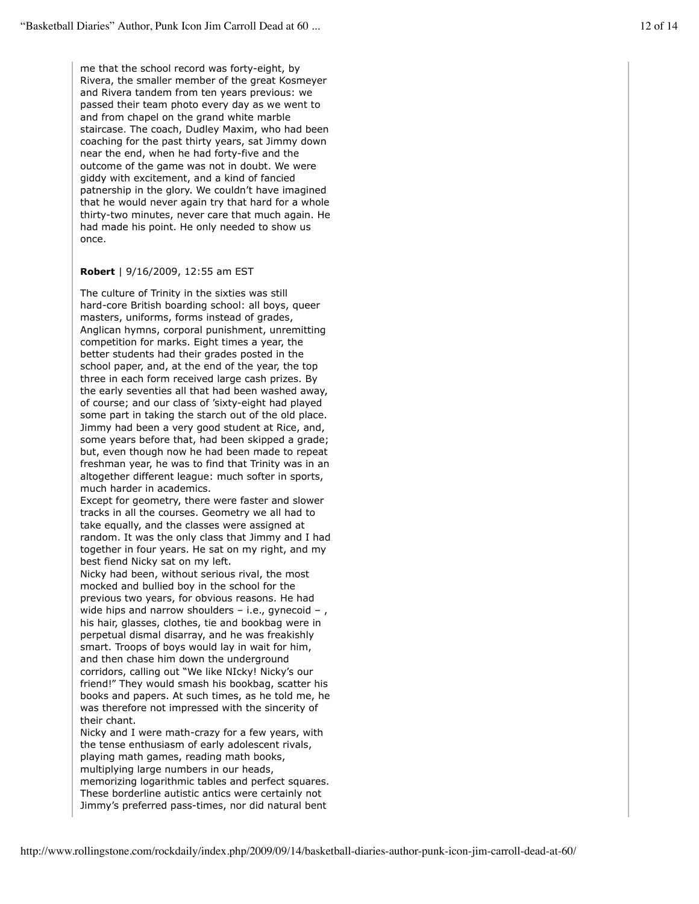me that the school record was forty-eight, by Rivera, the smaller member of the great Kosmeyer and Rivera tandem from ten years previous: we passed their team photo every day as we went to and from chapel on the grand white marble staircase. The coach, Dudley Maxim, who had been coaching for the past thirty years, sat Jimmy down near the end, when he had forty-five and the outcome of the game was not in doubt. We were giddy with excitement, and a kind of fancied patnership in the glory. We couldn't have imagined that he would never again try that hard for a whole thirty-two minutes, never care that much again. He had made his point. He only needed to show us once.

**Robert** | 9/16/2009, 12:55 am EST

The culture of Trinity in the sixties was still hard-core British boarding school: all boys, queer masters, uniforms, forms instead of grades, Anglican hymns, corporal punishment, unremitting competition for marks. Eight times a year, the better students had their grades posted in the school paper, and, at the end of the year, the top three in each form received large cash prizes. By the early seventies all that had been washed away, of course; and our class of 'sixty-eight had played some part in taking the starch out of the old place. Jimmy had been a very good student at Rice, and, some years before that, had been skipped a grade; but, even though now he had been made to repeat freshman year, he was to find that Trinity was in an altogether different league: much softer in sports, much harder in academics.

Except for geometry, there were faster and slower tracks in all the courses. Geometry we all had to take equally, and the classes were assigned at random. It was the only class that Jimmy and I had together in four years. He sat on my right, and my best fiend Nicky sat on my left.

Nicky had been, without serious rival, the most mocked and bullied boy in the school for the previous two years, for obvious reasons. He had wide hips and narrow shoulders – i.e., gynecoid – , his hair, glasses, clothes, tie and bookbag were in perpetual dismal disarray, and he was freakishly smart. Troops of boys would lay in wait for him, and then chase him down the underground corridors, calling out "We like NIcky! Nicky's our friend!" They would smash his bookbag, scatter his books and papers. At such times, as he told me, he was therefore not impressed with the sincerity of their chant.

Nicky and I were math-crazy for a few years, with the tense enthusiasm of early adolescent rivals, playing math games, reading math books, multiplying large numbers in our heads, memorizing logarithmic tables and perfect squares. These borderline autistic antics were certainly not Jimmy's preferred pass-times, nor did natural bent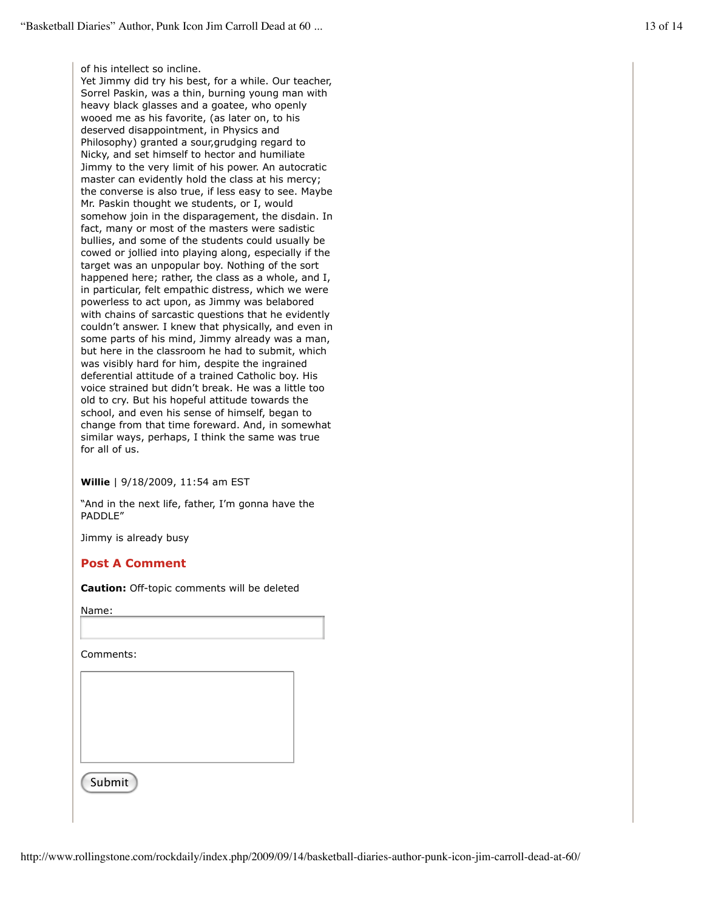of his intellect so incline.

Yet Jimmy did try his best, for a while. Our teacher, Sorrel Paskin, was a thin, burning young man with heavy black glasses and a goatee, who openly wooed me as his favorite, (as later on, to his deserved disappointment, in Physics and Philosophy) granted a sour,grudging regard to Nicky, and set himself to hector and humiliate Jimmy to the very limit of his power. An autocratic master can evidently hold the class at his mercy; the converse is also true, if less easy to see. Maybe Mr. Paskin thought we students, or I, would somehow join in the disparagement, the disdain. In fact, many or most of the masters were sadistic bullies, and some of the students could usually be cowed or jollied into playing along, especially if the target was an unpopular boy. Nothing of the sort happened here; rather, the class as a whole, and I, in particular, felt empathic distress, which we were powerless to act upon, as Jimmy was belabored with chains of sarcastic questions that he evidently couldn't answer. I knew that physically, and even in some parts of his mind, Jimmy already was a man, but here in the classroom he had to submit, which was visibly hard for him, despite the ingrained deferential attitude of a trained Catholic boy. His voice strained but didn't break. He was a little too old to cry. But his hopeful attitude towards the school, and even his sense of himself, began to change from that time foreward. And, in somewhat similar ways, perhaps, I think the same was true for all of us.

**Willie** | 9/18/2009, 11:54 am EST

"And in the next life, father, I'm gonna have the PADDLE"

Jimmy is already busy

## Post A Comment

**Caution:** Off-topic comments will be deleted

Name:

Comments:

Submit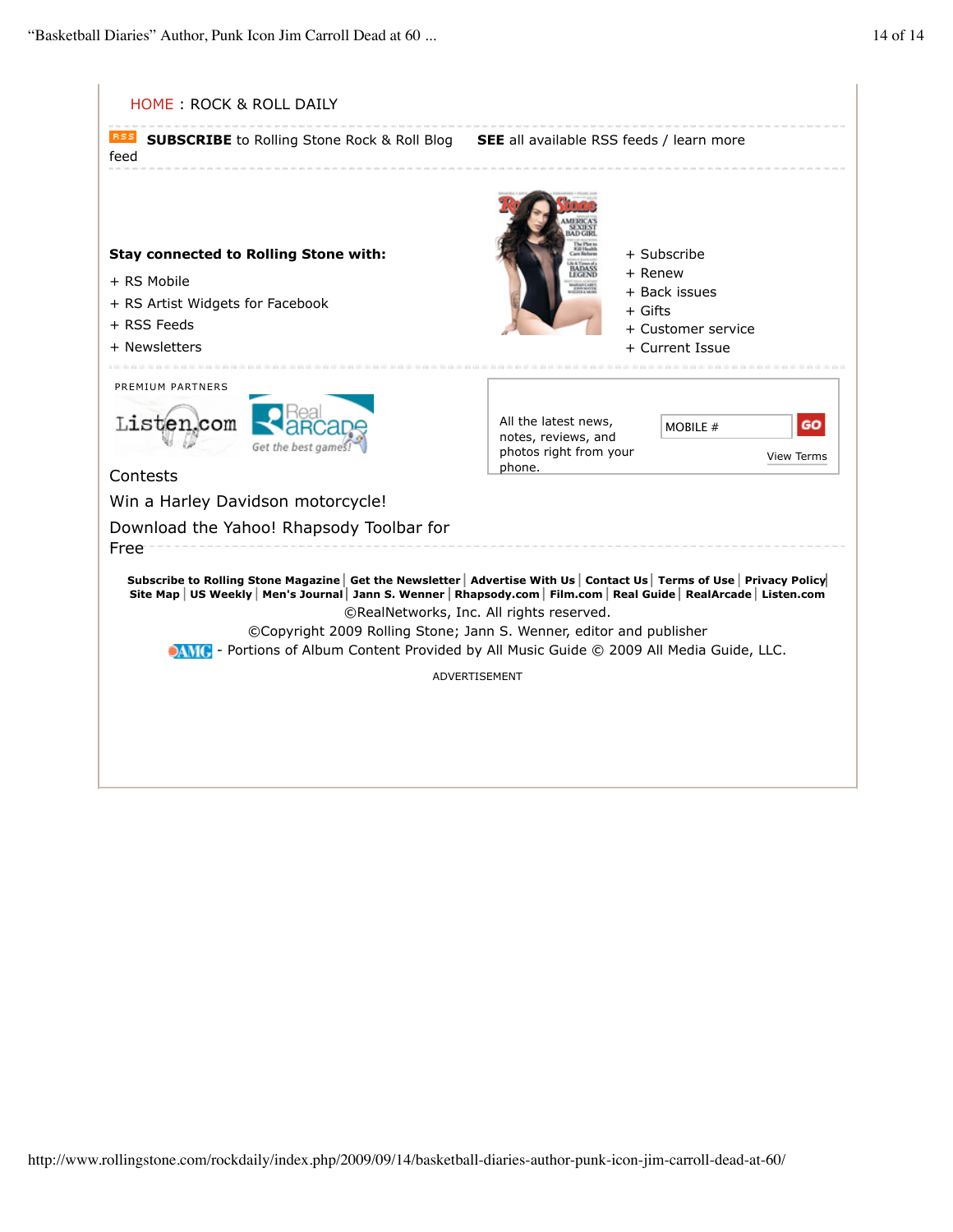HOME : ROCK & ROLL DAILY

RSS **SUBSCRIBE** to Rolling Stone Rock & Roll Blog feed    **SEE** all available RSS feeds / learn more

**Stay connected to Rolling Stone with:**

+ RS Mobile
+ RS Artist Widgets for Facebook
+ RSS Feeds
+ Newsletters

+ Subscribe
+ Renew
+ Back issues
+ Gifts
+ Customer service
+ Current Issue

PREMIUM PARTNERS

All the latest news, notes, reviews, and photos right from your phone.

MOBILE # GO

View Terms

Contests

Win a Harley Davidson motorcycle!

Download the Yahoo! Rhapsody Toolbar for Free

**Subscribe to Rolling Stone Magazine** | **Get the Newsletter** | **Advertise With Us** | **Contact Us** | **Terms of Use** | **Privacy Policy** | **Site Map** | **US Weekly** | **Men's Journal** | **Jann S. Wenner** | **Rhapsody.com** | **Film.com** | **Real Guide** | **RealArcade** | **Listen.com**

©RealNetworks, Inc. All rights reserved.

©Copyright 2009 Rolling Stone; Jann S. Wenner, editor and publisher

AMG - Portions of Album Content Provided by All Music Guide © 2009 All Media Guide, LLC.

ADVERTISEMENT